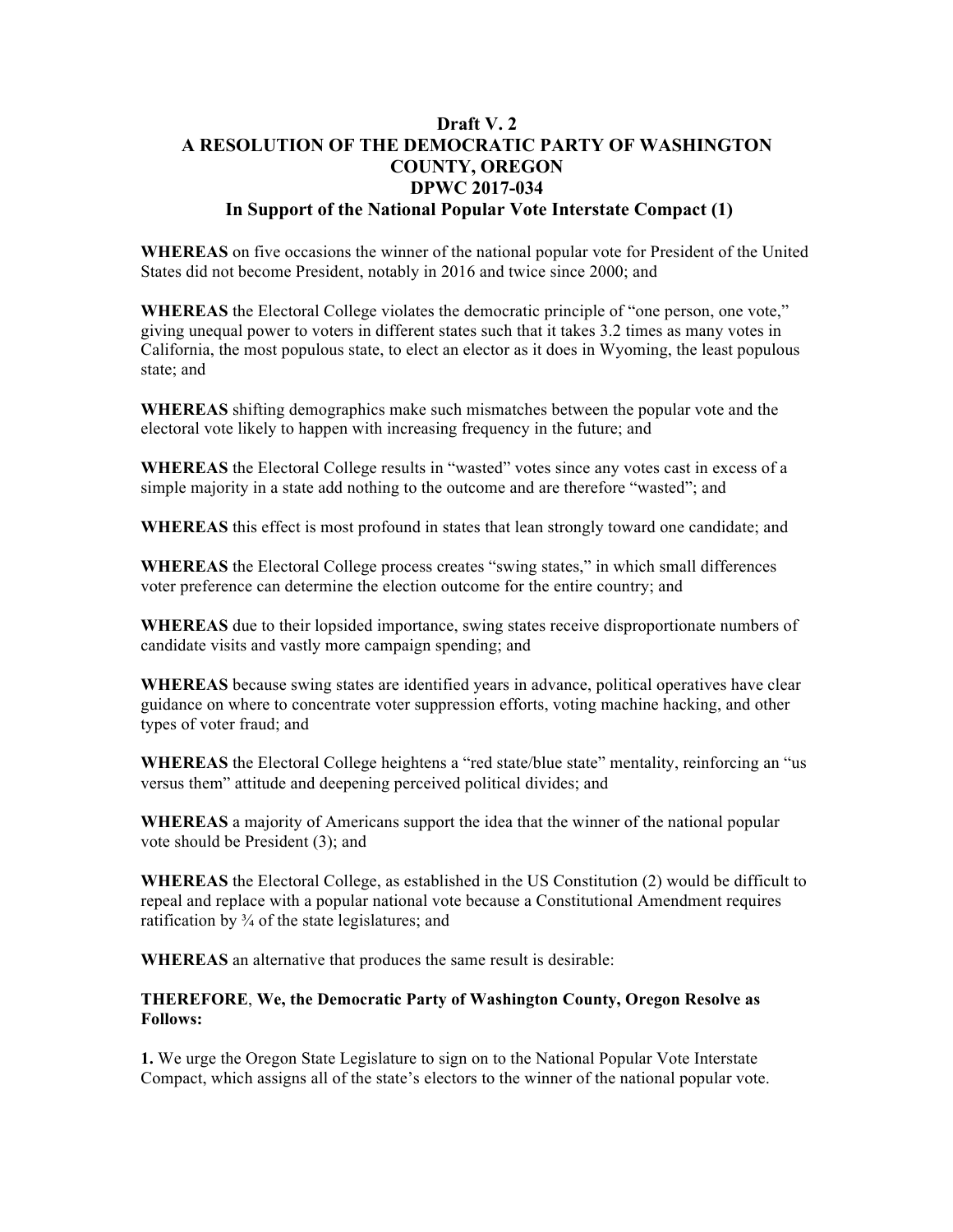# Draft V. 2
# A RESOLUTION OF THE DEMOCRATIC PARTY OF WASHINGTON COUNTY, OREGON
# DPWC 2017-034
## In Support of the National Popular Vote Interstate Compact (1)

**WHEREAS** on five occasions the winner of the national popular vote for President of the United States did not become President, notably in 2016 and twice since 2000; and

**WHEREAS** the Electoral College violates the democratic principle of "one person, one vote," giving unequal power to voters in different states such that it takes 3.2 times as many votes in California, the most populous state, to elect an elector as it does in Wyoming, the least populous state; and

**WHEREAS** shifting demographics make such mismatches between the popular vote and the electoral vote likely to happen with increasing frequency in the future; and

**WHEREAS** the Electoral College results in "wasted" votes since any votes cast in excess of a simple majority in a state add nothing to the outcome and are therefore "wasted"; and

**WHEREAS** this effect is most profound in states that lean strongly toward one candidate; and

**WHEREAS** the Electoral College process creates "swing states," in which small differences voter preference can determine the election outcome for the entire country; and

**WHEREAS** due to their lopsided importance, swing states receive disproportionate numbers of candidate visits and vastly more campaign spending; and

**WHEREAS** because swing states are identified years in advance, political operatives have clear guidance on where to concentrate voter suppression efforts, voting machine hacking, and other types of voter fraud; and

**WHEREAS** the Electoral College heightens a "red state/blue state" mentality, reinforcing an "us versus them" attitude and deepening perceived political divides; and

**WHEREAS** a majority of Americans support the idea that the winner of the national popular vote should be President (3); and

**WHEREAS** the Electoral College, as established in the US Constitution (2) would be difficult to repeal and replace with a popular national vote because a Constitutional Amendment requires ratification by ¾ of the state legislatures; and

**WHEREAS** an alternative that produces the same result is desirable:

**THEREFORE**, **We, the Democratic Party of Washington County, Oregon Resolve as Follows:**

**1.** We urge the Oregon State Legislature to sign on to the National Popular Vote Interstate Compact, which assigns all of the state's electors to the winner of the national popular vote.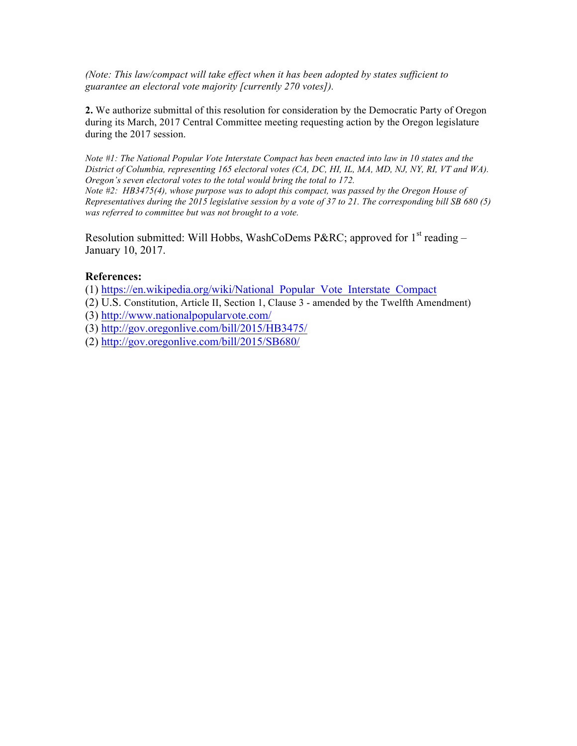*(Note: This law/compact will take effect when it has been adopted by states sufficient to guarantee an electoral vote majority [currently 270 votes]).*

**2.** We authorize submittal of this resolution for consideration by the Democratic Party of Oregon during its March, 2017 Central Committee meeting requesting action by the Oregon legislature during the 2017 session.

*Note #1: The National Popular Vote Interstate Compact has been enacted into law in 10 states and the District of Columbia, representing 165 electoral votes (CA, DC, HI, IL, MA, MD, NJ, NY, RI, VT and WA). Oregon's seven electoral votes to the total would bring the total to 172.*
*Note #2: HB3475(4), whose purpose was to adopt this compact, was passed by the Oregon House of Representatives during the 2015 legislative session by a vote of 37 to 21. The corresponding bill SB 680 (5) was referred to committee but was not brought to a vote.*

Resolution submitted: Will Hobbs, WashCoDems P&RC; approved for 1st reading – January 10, 2017.

**References:**

(1) https://en.wikipedia.org/wiki/National_Popular_Vote_Interstate_Compact
(2) U.S. Constitution, Article II, Section 1, Clause 3 - amended by the Twelfth Amendment)
(3) http://www.nationalpopularvote.com/
(3) http://gov.oregonlive.com/bill/2015/HB3475/
(2) http://gov.oregonlive.com/bill/2015/SB680/